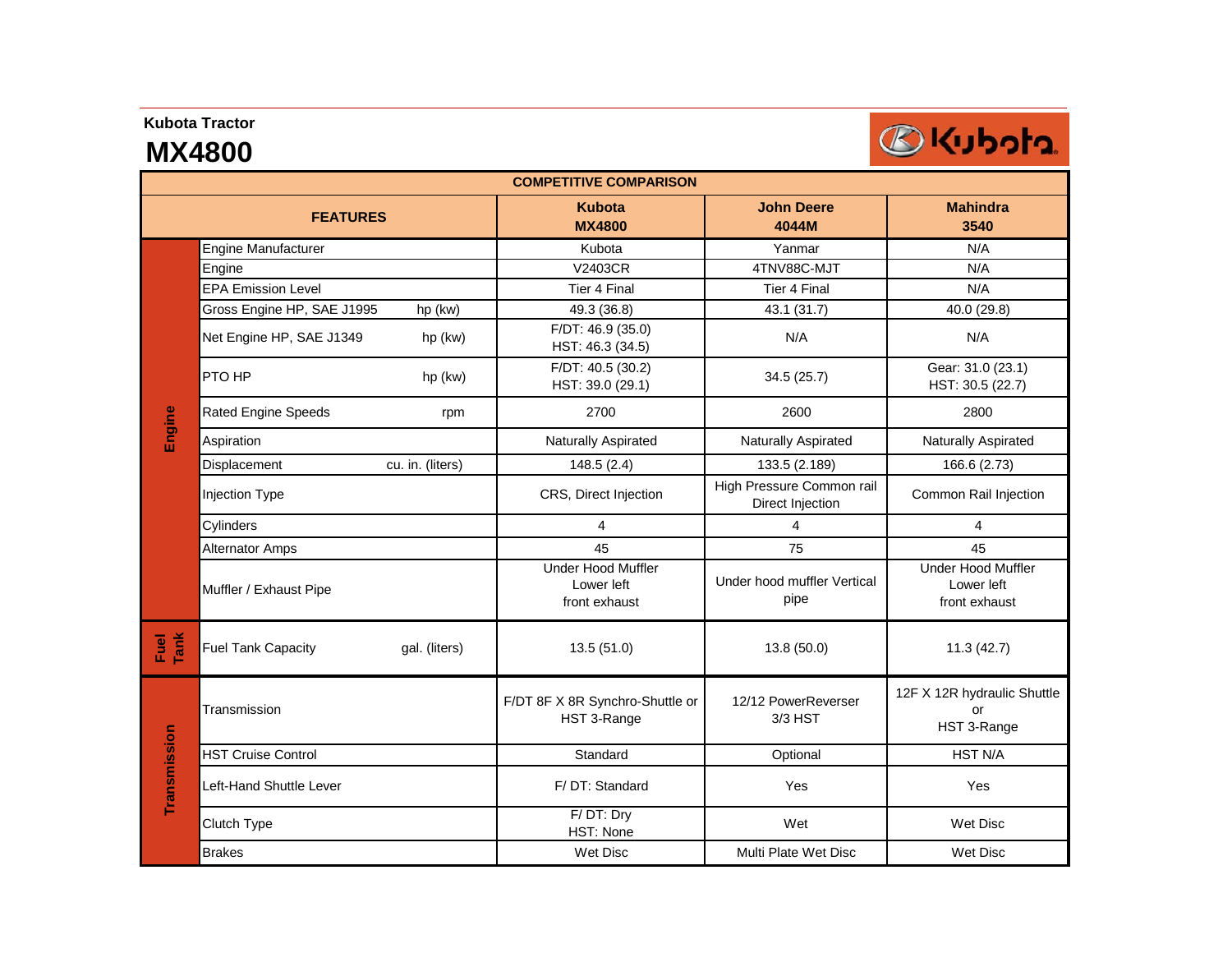**Kubota Tractor**

# MX4800

| COMPETITIVE COMPARISON | | | | | |
|---|---|---|---|---|---|
| FEATURES | | | Kubota MX4800 | John Deere 4044M | Mahindra 3540 |
| Engine | Engine Manufacturer | | Kubota | Yanmar | N/A |
| | Engine | | V2403CR | 4TNV88C-MJT | N/A |
| | EPA Emission Level | | Tier 4 Final | Tier 4 Final | N/A |
| | Gross Engine HP, SAE J1995 | hp (kw) | 49.3 (36.8) | 43.1 (31.7) | 40.0 (29.8) |
| | Net Engine HP, SAE J1349 | hp (kw) | F/DT: 46.9 (35.0) HST: 46.3 (34.5) | N/A | N/A |
| | PTO HP | hp (kw) | F/DT: 40.5 (30.2) HST: 39.0 (29.1) | 34.5 (25.7) | Gear: 31.0 (23.1) HST: 30.5 (22.7) |
| | Rated Engine Speeds | rpm | 2700 | 2600 | 2800 |
| | Aspiration | | Naturally Aspirated | Naturally Aspirated | Naturally Aspirated |
| | Displacement | cu. in. (liters) | 148.5 (2.4) | 133.5 (2.189) | 166.6 (2.73) |
| | Injection Type | | CRS, Direct Injection | High Pressure Common rail Direct Injection | Common Rail Injection |
| | Cylinders | | 4 | 4 | 4 |
| | Alternator Amps | | 45 | 75 | 45 |
| | Muffler / Exhaust Pipe | | Under Hood Muffler Lower left front exhaust | Under hood muffler Vertical pipe | Under Hood Muffler Lower left front exhaust |
| Fuel Tank | Fuel Tank Capacity | gal. (liters) | 13.5 (51.0) | 13.8 (50.0) | 11.3 (42.7) |
| Transmission | Transmission | | F/DT 8F X 8R Synchro-Shuttle or HST 3-Range | 12/12 PowerReverser 3/3 HST | 12F X 12R hydraulic Shuttle or HST 3-Range |
| | HST Cruise Control | | Standard | Optional | HST N/A |
| | Left-Hand Shuttle Lever | | F/ DT: Standard | Yes | Yes |
| | Clutch Type | | F/ DT: Dry HST: None | Wet | Wet Disc |
| | Brakes | | Wet Disc | Multi Plate Wet Disc | Wet Disc |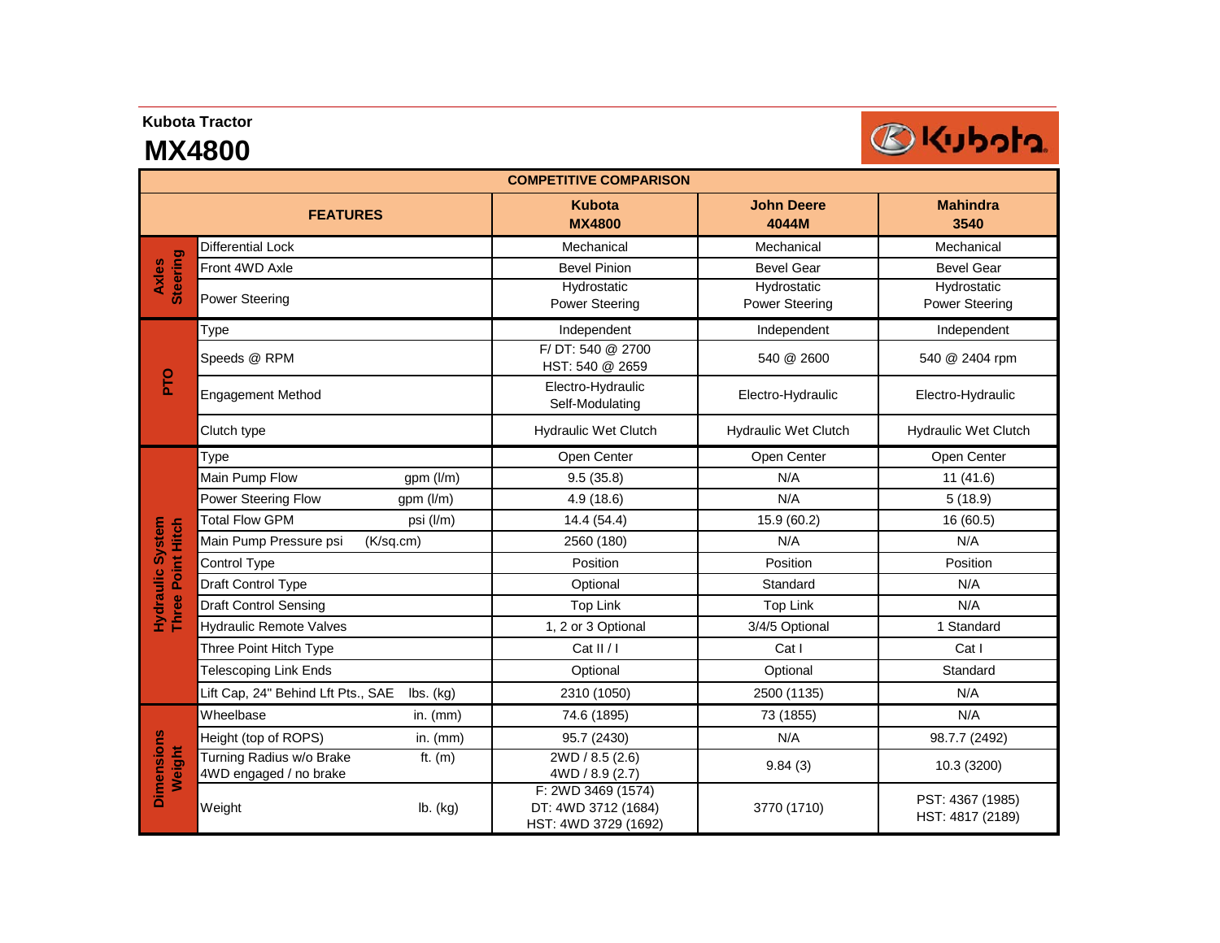**Kubota Tractor**

# MX4800

| COMPETITIVE COMPARISON | | | | | |
|---|---|---|---|---|---|
| FEATURES | | | Kubota MX4800 | John Deere 4044M | Mahindra 3540 |
| Axles Steering | Differential Lock | | Mechanical | Mechanical | Mechanical |
| | Front 4WD Axle | | Bevel Pinion | Bevel Gear | Bevel Gear |
| | Power Steering | | Hydrostatic Power Steering | Hydrostatic Power Steering | Hydrostatic Power Steering |
| PTO | Type | | Independent | Independent | Independent |
| | Speeds @ RPM | | F/ DT: 540 @ 2700 HST: 540 @ 2659 | 540 @ 2600 | 540 @ 2404 rpm |
| | Engagement Method | | Electro-Hydraulic Self-Modulating | Electro-Hydraulic | Electro-Hydraulic |
| | Clutch type | | Hydraulic Wet Clutch | Hydraulic Wet Clutch | Hydraulic Wet Clutch |
| Hydraulic System Three Point Hitch | Type | | Open Center | Open Center | Open Center |
| | Main Pump Flow | gpm (l/m) | 9.5 (35.8) | N/A | 11 (41.6) |
| | Power Steering Flow | gpm (l/m) | 4.9 (18.6) | N/A | 5 (18.9) |
| | Total Flow GPM | psi (l/m) | 14.4 (54.4) | 15.9 (60.2) | 16 (60.5) |
| | Main Pump Pressure psi | (K/sq.cm) | 2560 (180) | N/A | N/A |
| | Control Type | | Position | Position | Position |
| | Draft Control Type | | Optional | Standard | N/A |
| | Draft Control Sensing | | Top Link | Top Link | N/A |
| | Hydraulic Remote Valves | | 1, 2 or 3 Optional | 3/4/5 Optional | 1 Standard |
| | Three Point Hitch Type | | Cat II / I | Cat I | Cat I |
| | Telescoping Link Ends | | Optional | Optional | Standard |
| | Lift Cap, 24" Behind Lft Pts., SAE | lbs. (kg) | 2310 (1050) | 2500 (1135) | N/A |
| Dimensions Weight | Wheelbase | in. (mm) | 74.6 (1895) | 73 (1855) | N/A |
| | Height (top of ROPS) | in. (mm) | 95.7 (2430) | N/A | 98.7.7 (2492) |
| | Turning Radius w/o Brake 4WD engaged / no brake | ft. (m) | 2WD / 8.5 (2.6) 4WD / 8.9 (2.7) | 9.84 (3) | 10.3 (3200) |
| | Weight | lb. (kg) | F: 2WD 3469 (1574) DT: 4WD 3712 (1684) HST: 4WD 3729 (1692) | 3770 (1710) | PST: 4367 (1985) HST: 4817 (2189) |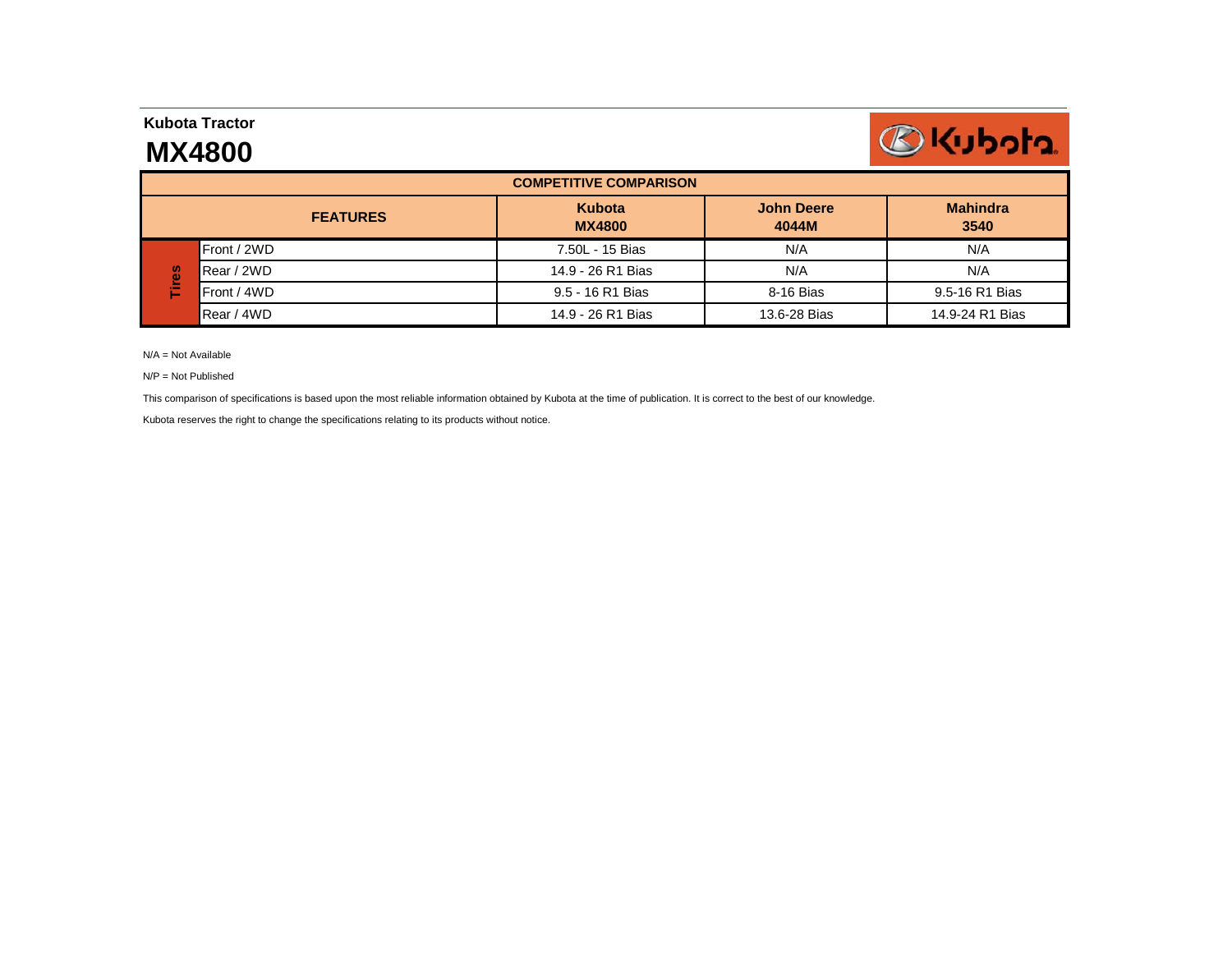Kubota Tractor

# MX4800

| COMPETITIVE COMPARISON | | | | |
|---|---|---|---|---|
| FEATURES | | Kubota MX4800 | John Deere 4044M | Mahindra 3540 |
| Tires | Front / 2WD | 7.50L - 15 Bias | N/A | N/A |
| | Rear / 2WD | 14.9 - 26 R1 Bias | N/A | N/A |
| | Front / 4WD | 9.5 - 16 R1 Bias | 8-16 Bias | 9.5-16 R1 Bias |
| | Rear / 4WD | 14.9 - 26 R1 Bias | 13.6-28 Bias | 14.9-24 R1 Bias |

N/A = Not Available

N/P = Not Published

This comparison of specifications is based upon the most reliable information obtained by Kubota at the time of publication. It is correct to the best of our knowledge.

Kubota reserves the right to change the specifications relating to its products without notice.